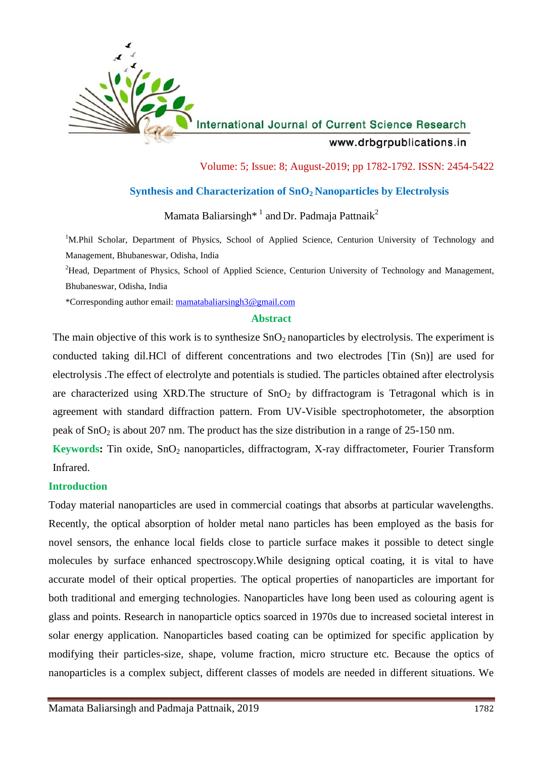# Synthesis and Characterization of $SnO_2$ Nanoparticles by Electrolysis

Mamata Baliarsingh* [1] and Dr. Padmaja Pattnaik[2]

[1]M.Phil Scholar, Department of Physics, School of Applied Science, Centurion University of Technology and Management, Bhubaneswar, Odisha, India

[2]Head, Department of Physics, School of Applied Science, Centurion University of Technology and Management, Bhubaneswar, Odisha, India

*Corresponding author email: mamatabaliarsingh3@gmail.com

## Abstract

The main objective of this work is to synthesize $SnO_2$ nanoparticles by electrolysis. The experiment is conducted taking dil.HCl of different concentrations and two electrodes [Tin (Sn)] are used for electrolysis .The effect of electrolyte and potentials is studied. The particles obtained after electrolysis are characterized using XRD.The structure of $SnO_2$ by diffractogram is Tetragonal which is in agreement with standard diffraction pattern. From UV-Visible spectrophotometer, the absorption peak of $SnO_2$ is about 207 nm. The product has the size distribution in a range of 25-150 nm.

**Keywords:** Tin oxide, $SnO_2$ nanoparticles, diffractogram, X-ray diffractometer, Fourier Transform Infrared.

## Introduction

Today material nanoparticles are used in commercial coatings that absorbs at particular wavelengths. Recently, the optical absorption of holder metal nano particles has been employed as the basis for novel sensors, the enhance local fields close to particle surface makes it possible to detect single molecules by surface enhanced spectroscopy.While designing optical coating, it is vital to have accurate model of their optical properties. The optical properties of nanoparticles are important for both traditional and emerging technologies. Nanoparticles have long been used as colouring agent is glass and points. Research in nanoparticle optics soarced in 1970s due to increased societal interest in solar energy application. Nanoparticles based coating can be optimized for specific application by modifying their particles-size, shape, volume fraction, micro structure etc. Because the optics of nanoparticles is a complex subject, different classes of models are needed in different situations. We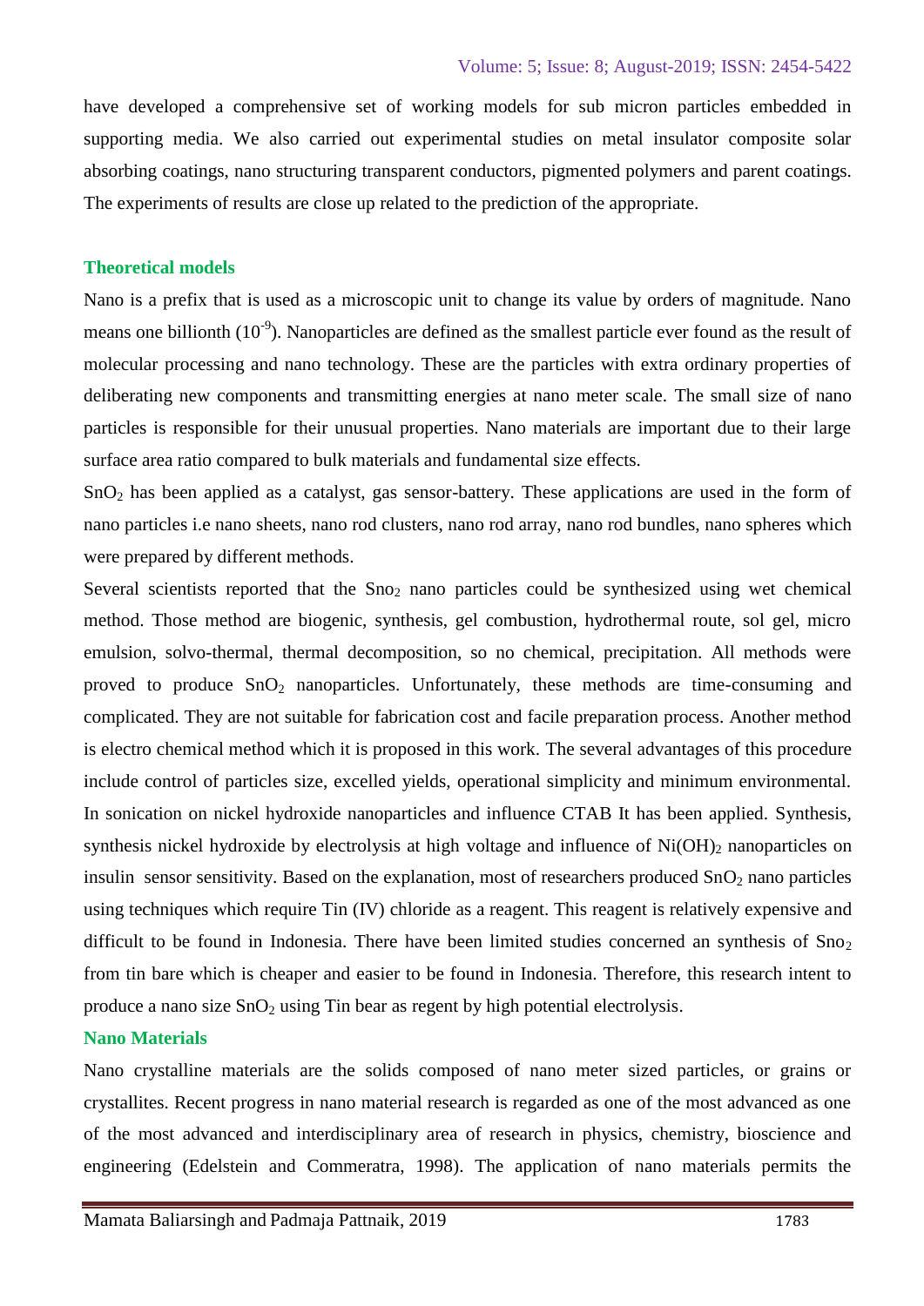have developed a comprehensive set of working models for sub micron particles embedded in supporting media. We also carried out experimental studies on metal insulator composite solar absorbing coatings, nano structuring transparent conductors, pigmented polymers and parent coatings. The experiments of results are close up related to the prediction of the appropriate.

## Theoretical models

Nano is a prefix that is used as a microscopic unit to change its value by orders of magnitude. Nano means one billionth ($10^{-9}$). Nanoparticles are defined as the smallest particle ever found as the result of molecular processing and nano technology. These are the particles with extra ordinary properties of deliberating new components and transmitting energies at nano meter scale. The small size of nano particles is responsible for their unusual properties. Nano materials are important due to their large surface area ratio compared to bulk materials and fundamental size effects.

$SnO_2$ has been applied as a catalyst, gas sensor-battery. These applications are used in the form of nano particles i.e nano sheets, nano rod clusters, nano rod array, nano rod bundles, nano spheres which were prepared by different methods.

Several scientists reported that the $Sno_2$ nano particles could be synthesized using wet chemical method. Those method are biogenic, synthesis, gel combustion, hydrothermal route, sol gel, micro emulsion, solvo-thermal, thermal decomposition, so no chemical, precipitation. All methods were proved to produce $SnO_2$ nanoparticles. Unfortunately, these methods are time-consuming and complicated. They are not suitable for fabrication cost and facile preparation process. Another method is electro chemical method which it is proposed in this work. The several advantages of this procedure include control of particles size, excelled yields, operational simplicity and minimum environmental. In sonication on nickel hydroxide nanoparticles and influence CTAB It has been applied. Synthesis, synthesis nickel hydroxide by electrolysis at high voltage and influence of $Ni(OH)_2$ nanoparticles on insulin sensor sensitivity. Based on the explanation, most of researchers produced $SnO_2$ nano particles using techniques which require Tin (IV) chloride as a reagent. This reagent is relatively expensive and difficult to be found in Indonesia. There have been limited studies concerned an synthesis of $Sno_2$ from tin bare which is cheaper and easier to be found in Indonesia. Therefore, this research intent to produce a nano size $SnO_2$ using Tin bear as regent by high potential electrolysis.

## Nano Materials

Nano crystalline materials are the solids composed of nano meter sized particles, or grains or crystallites. Recent progress in nano material research is regarded as one of the most advanced as one of the most advanced and interdisciplinary area of research in physics, chemistry, bioscience and engineering (Edelstein and Commeratra, 1998). The application of nano materials permits the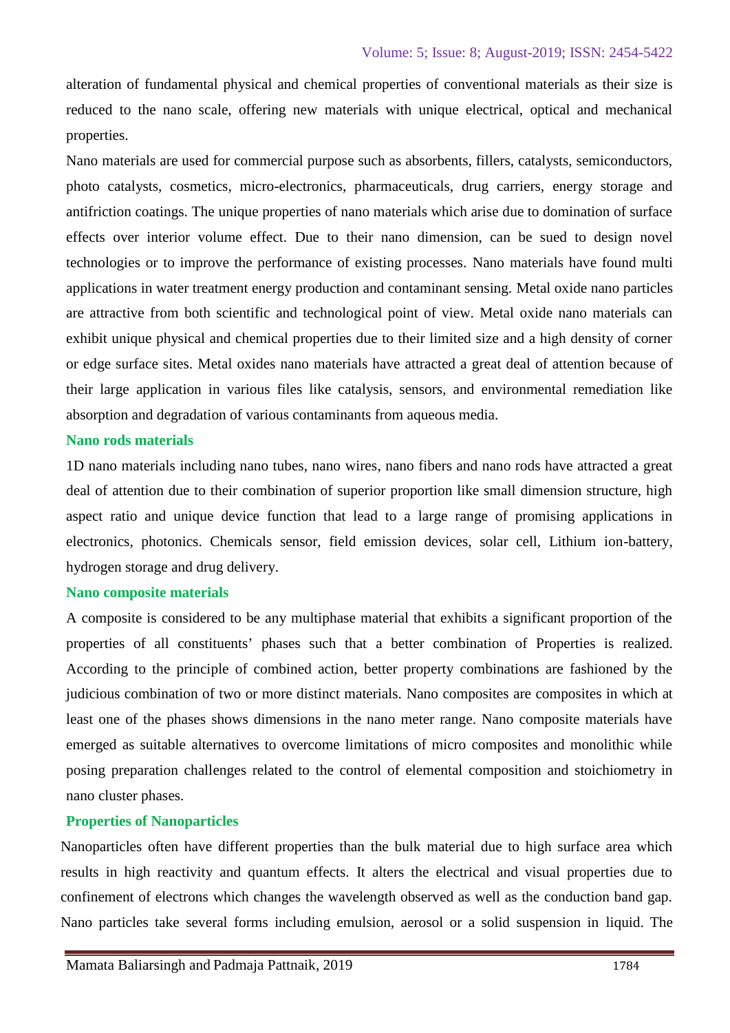alteration of fundamental physical and chemical properties of conventional materials as their size is reduced to the nano scale, offering new materials with unique electrical, optical and mechanical properties.

Nano materials are used for commercial purpose such as absorbents, fillers, catalysts, semiconductors, photo catalysts, cosmetics, micro-electronics, pharmaceuticals, drug carriers, energy storage and antifriction coatings. The unique properties of nano materials which arise due to domination of surface effects over interior volume effect. Due to their nano dimension, can be sued to design novel technologies or to improve the performance of existing processes. Nano materials have found multi applications in water treatment energy production and contaminant sensing. Metal oxide nano particles are attractive from both scientific and technological point of view. Metal oxide nano materials can exhibit unique physical and chemical properties due to their limited size and a high density of corner or edge surface sites. Metal oxides nano materials have attracted a great deal of attention because of their large application in various files like catalysis, sensors, and environmental remediation like absorption and degradation of various contaminants from aqueous media.

### Nano rods materials

1D nano materials including nano tubes, nano wires, nano fibers and nano rods have attracted a great deal of attention due to their combination of superior proportion like small dimension structure, high aspect ratio and unique device function that lead to a large range of promising applications in electronics, photonics. Chemicals sensor, field emission devices, solar cell, Lithium ion-battery, hydrogen storage and drug delivery.

### Nano composite materials

A composite is considered to be any multiphase material that exhibits a significant proportion of the properties of all constituents' phases such that a better combination of Properties is realized. According to the principle of combined action, better property combinations are fashioned by the judicious combination of two or more distinct materials. Nano composites are composites in which at least one of the phases shows dimensions in the nano meter range. Nano composite materials have emerged as suitable alternatives to overcome limitations of micro composites and monolithic while posing preparation challenges related to the control of elemental composition and stoichiometry in nano cluster phases.

### Properties of Nanoparticles

Nanoparticles often have different properties than the bulk material due to high surface area which results in high reactivity and quantum effects. It alters the electrical and visual properties due to confinement of electrons which changes the wavelength observed as well as the conduction band gap. Nano particles take several forms including emulsion, aerosol or a solid suspension in liquid. The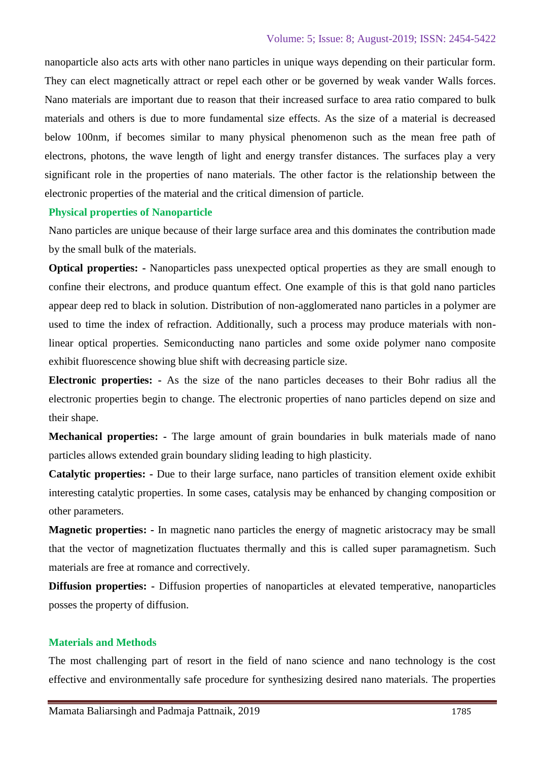nanoparticle also acts arts with other nano particles in unique ways depending on their particular form. They can elect magnetically attract or repel each other or be governed by weak vander Walls forces. Nano materials are important due to reason that their increased surface to area ratio compared to bulk materials and others is due to more fundamental size effects. As the size of a material is decreased below 100nm, if becomes similar to many physical phenomenon such as the mean free path of electrons, photons, the wave length of light and energy transfer distances. The surfaces play a very significant role in the properties of nano materials. The other factor is the relationship between the electronic properties of the material and the critical dimension of particle.

## Physical properties of Nanoparticle

Nano particles are unique because of their large surface area and this dominates the contribution made by the small bulk of the materials.

**Optical properties: -** Nanoparticles pass unexpected optical properties as they are small enough to confine their electrons, and produce quantum effect. One example of this is that gold nano particles appear deep red to black in solution. Distribution of non-agglomerated nano particles in a polymer are used to time the index of refraction. Additionally, such a process may produce materials with non-linear optical properties. Semiconducting nano particles and some oxide polymer nano composite exhibit fluorescence showing blue shift with decreasing particle size.

**Electronic properties: -** As the size of the nano particles deceases to their Bohr radius all the electronic properties begin to change. The electronic properties of nano particles depend on size and their shape.

**Mechanical properties: -** The large amount of grain boundaries in bulk materials made of nano particles allows extended grain boundary sliding leading to high plasticity.

**Catalytic properties: -** Due to their large surface, nano particles of transition element oxide exhibit interesting catalytic properties. In some cases, catalysis may be enhanced by changing composition or other parameters.

**Magnetic properties: -** In magnetic nano particles the energy of magnetic aristocracy may be small that the vector of magnetization fluctuates thermally and this is called super paramagnetism. Such materials are free at romance and correctively.

**Diffusion properties: -** Diffusion properties of nanoparticles at elevated temperative, nanoparticles posses the property of diffusion.

## Materials and Methods

The most challenging part of resort in the field of nano science and nano technology is the cost effective and environmentally safe procedure for synthesizing desired nano materials. The properties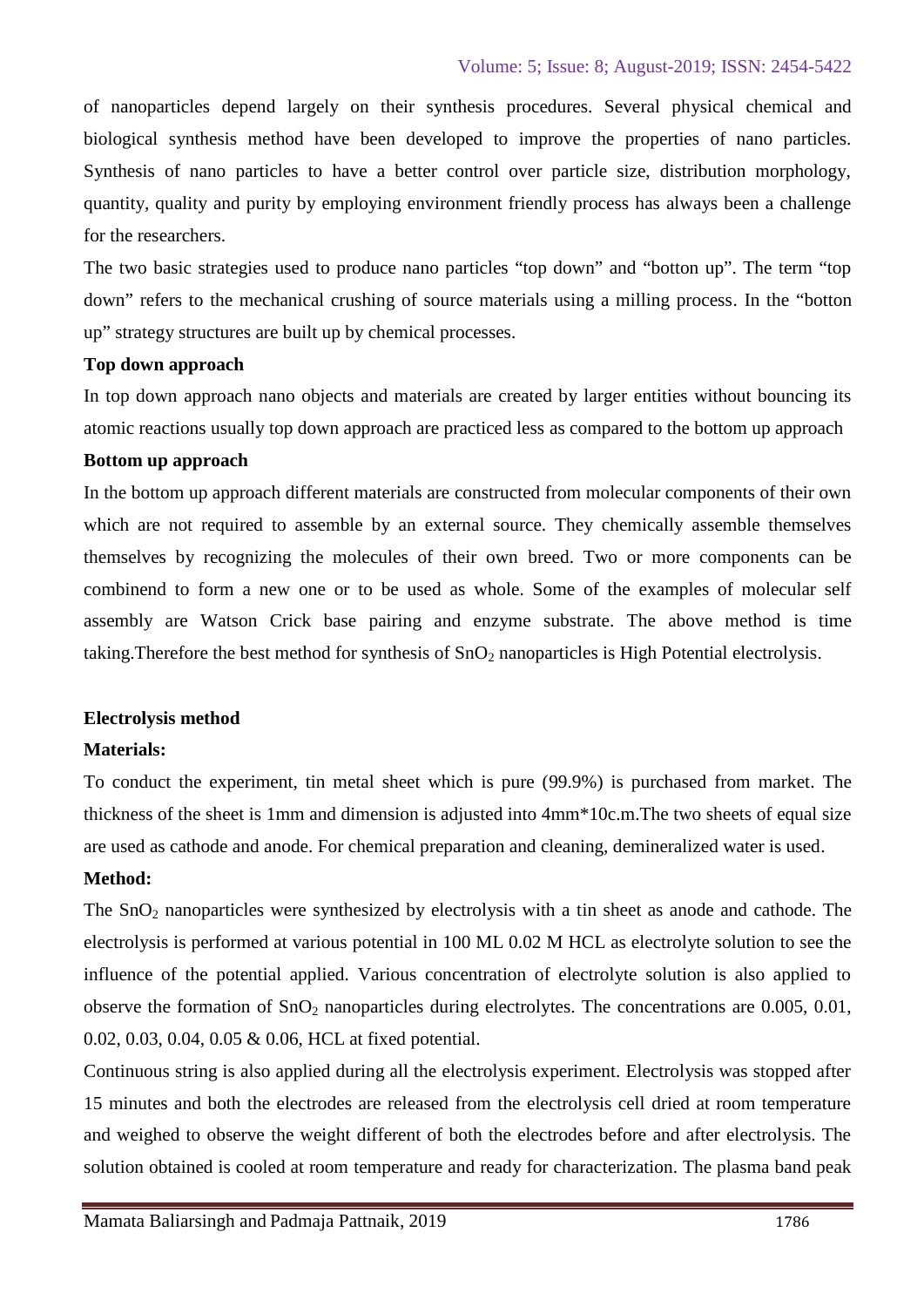of nanoparticles depend largely on their synthesis procedures. Several physical chemical and biological synthesis method have been developed to improve the properties of nano particles. Synthesis of nano particles to have a better control over particle size, distribution morphology, quantity, quality and purity by employing environment friendly process has always been a challenge for the researchers.

The two basic strategies used to produce nano particles "top down" and "botton up". The term "top down" refers to the mechanical crushing of source materials using a milling process. In the "botton up" strategy structures are built up by chemical processes.

**Top down approach**

In top down approach nano objects and materials are created by larger entities without bouncing its atomic reactions usually top down approach are practiced less as compared to the bottom up approach

**Bottom up approach**

In the bottom up approach different materials are constructed from molecular components of their own which are not required to assemble by an external source. They chemically assemble themselves themselves by recognizing the molecules of their own breed. Two or more components can be combinend to form a new one or to be used as whole. Some of the examples of molecular self assembly are Watson Crick base pairing and enzyme substrate. The above method is time taking.Therefore the best method for synthesis of $SnO_2$ nanoparticles is High Potential electrolysis.

**Electrolysis method**

**Materials:**

To conduct the experiment, tin metal sheet which is pure (99.9%) is purchased from market. The thickness of the sheet is 1mm and dimension is adjusted into 4mm*10c.m.The two sheets of equal size are used as cathode and anode. For chemical preparation and cleaning, demineralized water is used.

**Method:**

The $SnO_2$ nanoparticles were synthesized by electrolysis with a tin sheet as anode and cathode. The electrolysis is performed at various potential in 100 ML 0.02 M HCL as electrolyte solution to see the influence of the potential applied. Various concentration of electrolyte solution is also applied to observe the formation of $SnO_2$ nanoparticles during electrolytes. The concentrations are 0.005, 0.01, 0.02, 0.03, 0.04, 0.05 & 0.06, HCL at fixed potential.

Continuous string is also applied during all the electrolysis experiment. Electrolysis was stopped after 15 minutes and both the electrodes are released from the electrolysis cell dried at room temperature and weighed to observe the weight different of both the electrodes before and after electrolysis. The solution obtained is cooled at room temperature and ready for characterization. The plasma band peak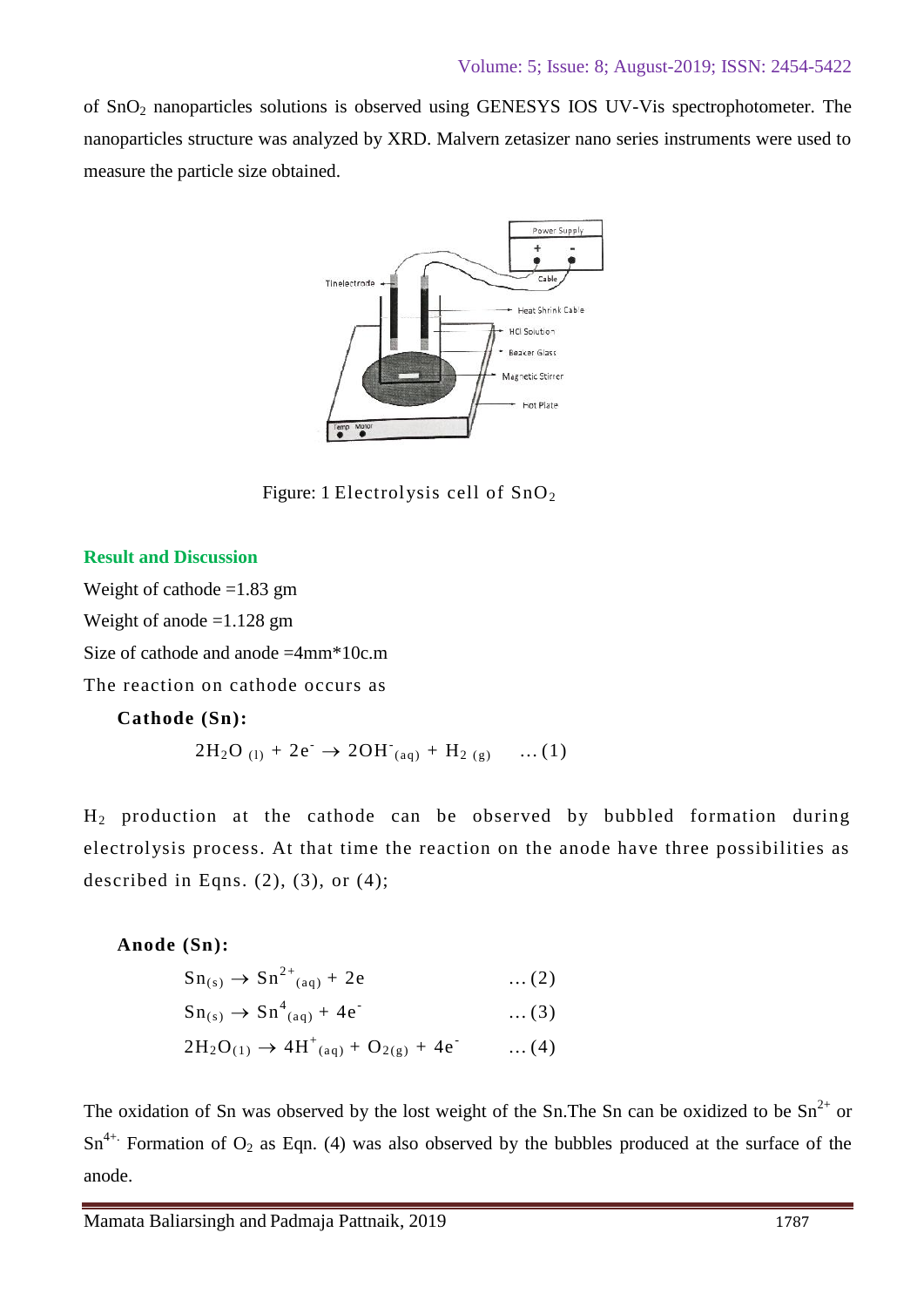of $SnO_2$ nanoparticles solutions is observed using GENESYS IOS UV-Vis spectrophotometer. The nanoparticles structure was analyzed by XRD. Malvern zetasizer nano series instruments were used to measure the particle size obtained.

Figure: 1 Electrolysis cell of $SnO_2$

## Result and Discussion

Weight of cathode =1.83 gm

Weight of anode =1.128 gm

Size of cathode and anode =4mm*10c.m

The reaction on cathode occurs as

**Cathode (Sn):**

$$2H_2O_{(l)} + 2e^- \rightarrow 2OH^-_{(aq)} + H_{2\,(g)} \quad \ldots(1)$$

$H_2$ production at the cathode can be observed by bubbled formation during electrolysis process. At that time the reaction on the anode have three possibilities as described in Eqns. (2), (3), or (4);

**Anode (Sn):**

$$Sn_{(s)} \rightarrow Sn^{2+}_{(aq)} + 2e \quad \ldots(2)$$

$$Sn_{(s)} \rightarrow Sn^{4}_{(aq)} + 4e^- \quad \ldots(3)$$

$$2H_2O_{(1)} \rightarrow 4H^+_{(aq)} + O_{2(g)} + 4e^- \quad \ldots(4)$$

The oxidation of Sn was observed by the lost weight of the Sn.The Sn can be oxidized to be $Sn^{2+}$ or $Sn^{4+}$. Formation of $O_2$ as Eqn. (4) was also observed by the bubbles produced at the surface of the anode.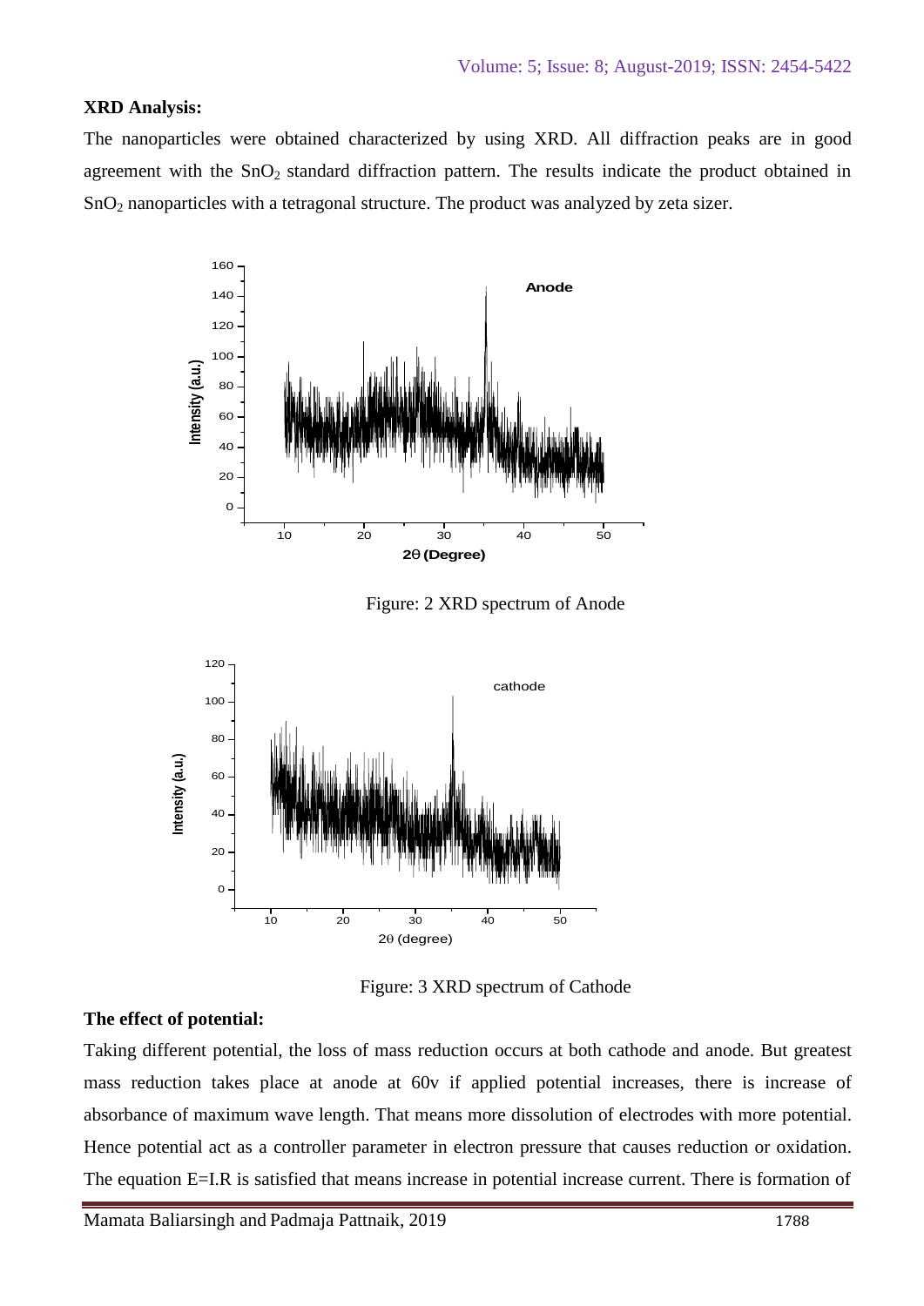**XRD Analysis:**

The nanoparticles were obtained characterized by using XRD. All diffraction peaks are in good agreement with the $SnO_2$ standard diffraction pattern. The results indicate the product obtained in $SnO_2$ nanoparticles with a tetragonal structure. The product was analyzed by zeta sizer.

Figure: 2 XRD spectrum of Anode

Figure: 3 XRD spectrum of Cathode

**The effect of potential:**

Taking different potential, the loss of mass reduction occurs at both cathode and anode. But greatest mass reduction takes place at anode at 60v if applied potential increases, there is increase of absorbance of maximum wave length. That means more dissolution of electrodes with more potential. Hence potential act as a controller parameter in electron pressure that causes reduction or oxidation. The equation E=I.R is satisfied that means increase in potential increase current. There is formation of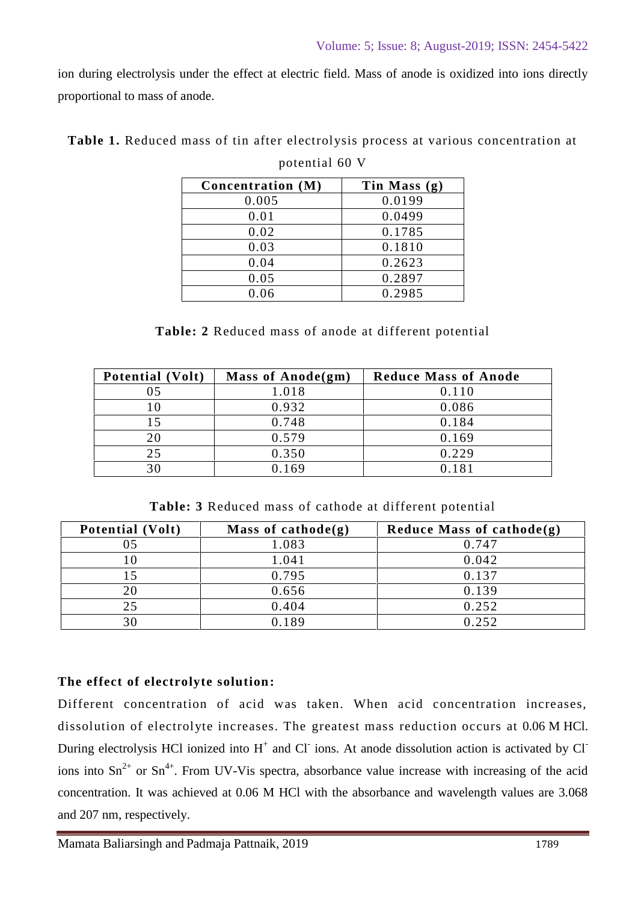ion during electrolysis under the effect at electric field. Mass of anode is oxidized into ions directly proportional to mass of anode.

**Table 1.** Reduced mass of tin after electrolysis process at various concentration at potential 60 V

| Concentration (M) | Tin Mass (g) |
|---|---|
| 0.005 | 0.0199 |
| 0.01 | 0.0499 |
| 0.02 | 0.1785 |
| 0.03 | 0.1810 |
| 0.04 | 0.2623 |
| 0.05 | 0.2897 |
| 0.06 | 0.2985 |

**Table: 2** Reduced mass of anode at different potential

| Potential (Volt) | Mass of Anode(gm) | Reduce Mass of Anode |
|---|---|---|
| 05 | 1.018 | 0.110 |
| 10 | 0.932 | 0.086 |
| 15 | 0.748 | 0.184 |
| 20 | 0.579 | 0.169 |
| 25 | 0.350 | 0.229 |
| 30 | 0.169 | 0.181 |

**Table: 3** Reduced mass of cathode at different potential

| Potential (Volt) | Mass of cathode(g) | Reduce Mass of cathode(g) |
|---|---|---|
| 05 | 1.083 | 0.747 |
| 10 | 1.041 | 0.042 |
| 15 | 0.795 | 0.137 |
| 20 | 0.656 | 0.139 |
| 25 | 0.404 | 0.252 |
| 30 | 0.189 | 0.252 |

**The effect of electrolyte solution:**

Different concentration of acid was taken. When acid concentration increases, dissolution of electrolyte increases. The greatest mass reduction occurs at 0.06 M HCl. During electrolysis HCl ionized into $H^+$ and $Cl^-$ ions. At anode dissolution action is activated by $Cl^-$ ions into $Sn^{2+}$ or $Sn^{4+}$. From UV-Vis spectra, absorbance value increase with increasing of the acid concentration. It was achieved at 0.06 M HCl with the absorbance and wavelength values are 3.068 and 207 nm, respectively.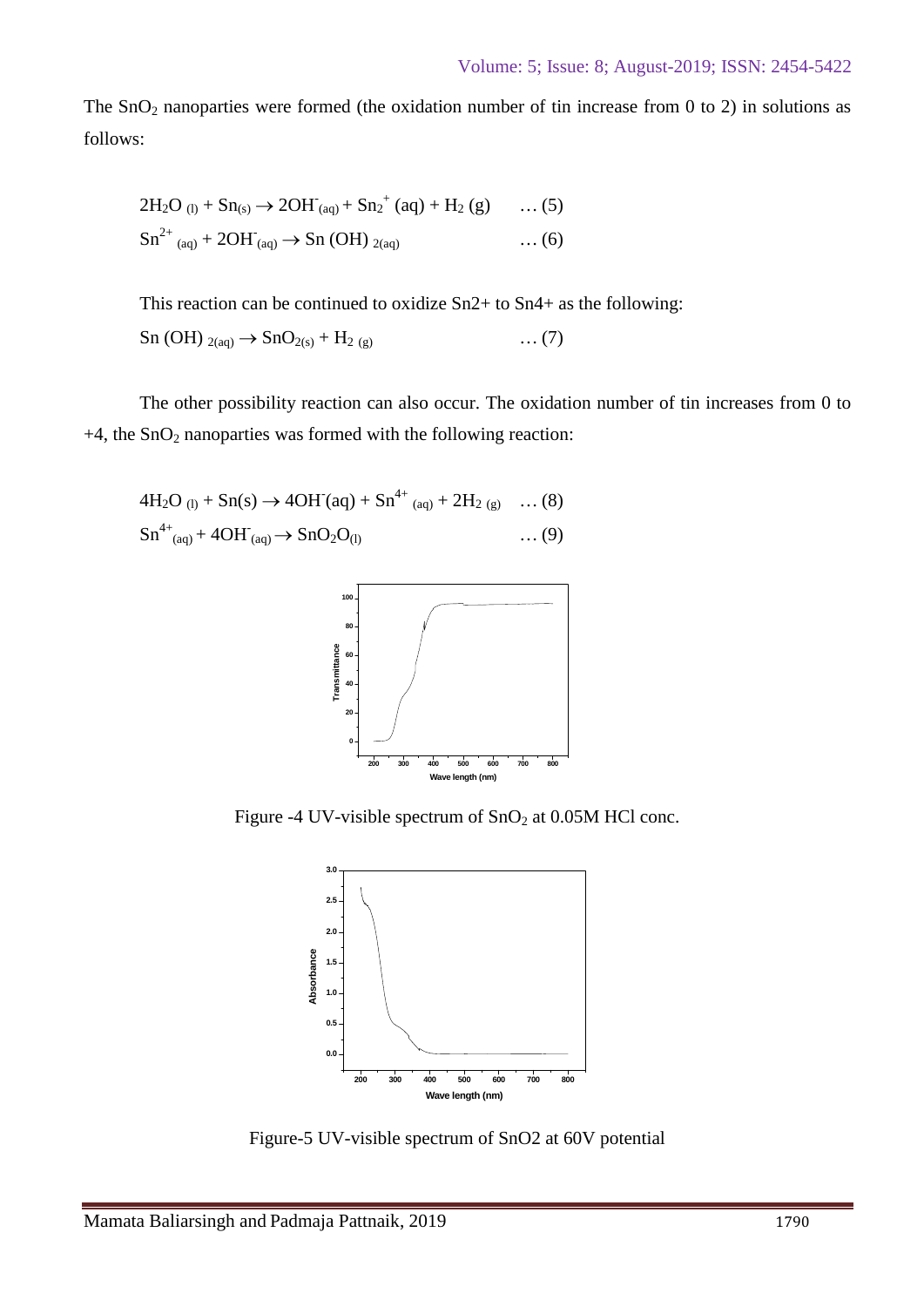The $SnO_2$ nanoparties were formed (the oxidation number of tin increase from 0 to 2) in solutions as follows:

$$2H_2O_{(l)} + Sn_{(s)} \rightarrow 2OH^-_{(aq)} + Sn_2^+ (aq) + H_2 (g) \quad \ldots (5)$$

$$Sn^{2+}_{(aq)} + 2OH^-_{(aq)} \rightarrow Sn\,(OH)_{2(aq)} \quad \ldots (6)$$

This reaction can be continued to oxidize Sn2+ to Sn4+ as the following:

$$Sn\,(OH)_{2(aq)} \rightarrow SnO_{2(s)} + H_{2\,(g)} \quad \ldots (7)$$

The other possibility reaction can also occur. The oxidation number of tin increases from 0 to +4, the $SnO_2$ nanoparties was formed with the following reaction:

$$4H_2O_{(l)} + Sn(s) \rightarrow 4OH^-(aq) + Sn^{4+}_{(aq)} + 2H_{2\,(g)} \quad \ldots (8)$$

$$Sn^{4+}_{(aq)} + 4OH^-_{(aq)} \rightarrow SnO_2O_{(l)} \quad \ldots (9)$$

Figure -4 UV-visible spectrum of $SnO_2$ at 0.05M HCl conc.

Figure-5 UV-visible spectrum of SnO2 at 60V potential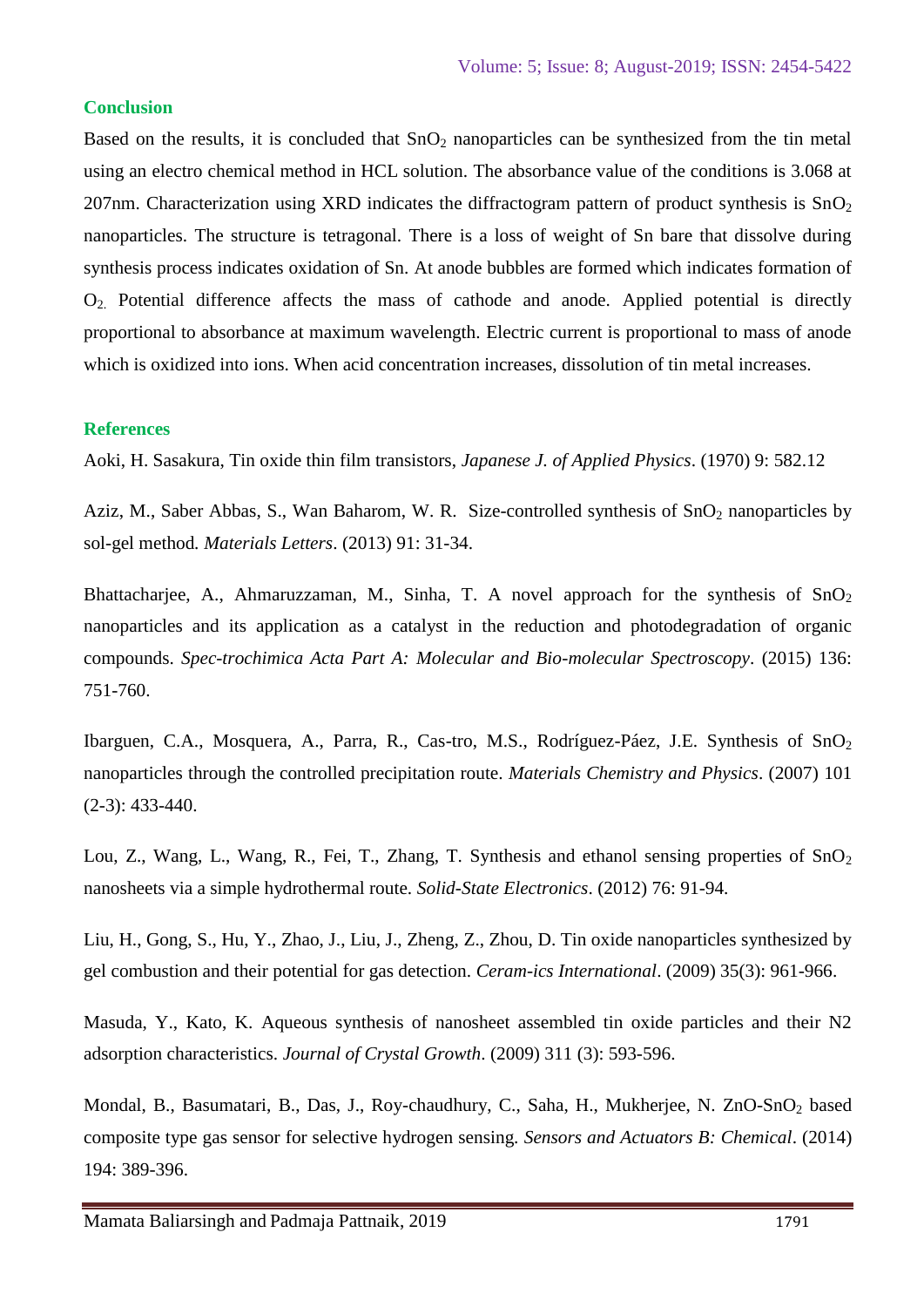## Conclusion

Based on the results, it is concluded that $SnO_2$ nanoparticles can be synthesized from the tin metal using an electro chemical method in HCL solution. The absorbance value of the conditions is 3.068 at 207nm. Characterization using XRD indicates the diffractogram pattern of product synthesis is $SnO_2$ nanoparticles. The structure is tetragonal. There is a loss of weight of Sn bare that dissolve during synthesis process indicates oxidation of Sn. At anode bubbles are formed which indicates formation of $O_2$. Potential difference affects the mass of cathode and anode. Applied potential is directly proportional to absorbance at maximum wavelength. Electric current is proportional to mass of anode which is oxidized into ions. When acid concentration increases, dissolution of tin metal increases.

## References

Aoki, H. Sasakura, Tin oxide thin film transistors, *Japanese J. of Applied Physics*. (1970) 9: 582.12

Aziz, M., Saber Abbas, S., Wan Baharom, W. R. Size-controlled synthesis of $SnO_2$ nanoparticles by sol-gel method. *Materials Letters*. (2013) 91: 31-34.

Bhattacharjee, A., Ahmaruzzaman, M., Sinha, T. A novel approach for the synthesis of $SnO_2$ nanoparticles and its application as a catalyst in the reduction and photodegradation of organic compounds. *Spec-trochimica Acta Part A: Molecular and Bio-molecular Spectroscopy*. (2015) 136: 751-760.

Ibarguen, C.A., Mosquera, A., Parra, R., Cas-tro, M.S., Rodríguez-Páez, J.E. Synthesis of $SnO_2$ nanoparticles through the controlled precipitation route. *Materials Chemistry and Physics*. (2007) 101 (2-3): 433-440.

Lou, Z., Wang, L., Wang, R., Fei, T., Zhang, T. Synthesis and ethanol sensing properties of $SnO_2$ nanosheets via a simple hydrothermal route. *Solid-State Electronics*. (2012) 76: 91-94.

Liu, H., Gong, S., Hu, Y., Zhao, J., Liu, J., Zheng, Z., Zhou, D. Tin oxide nanoparticles synthesized by gel combustion and their potential for gas detection. *Ceram-ics International*. (2009) 35(3): 961-966.

Masuda, Y., Kato, K. Aqueous synthesis of nanosheet assembled tin oxide particles and their N2 adsorption characteristics. *Journal of Crystal Growth*. (2009) 311 (3): 593-596.

Mondal, B., Basumatari, B., Das, J., Roy-chaudhury, C., Saha, H., Mukherjee, N. ZnO-$SnO_2$ based composite type gas sensor for selective hydrogen sensing. *Sensors and Actuators B: Chemical*. (2014) 194: 389-396.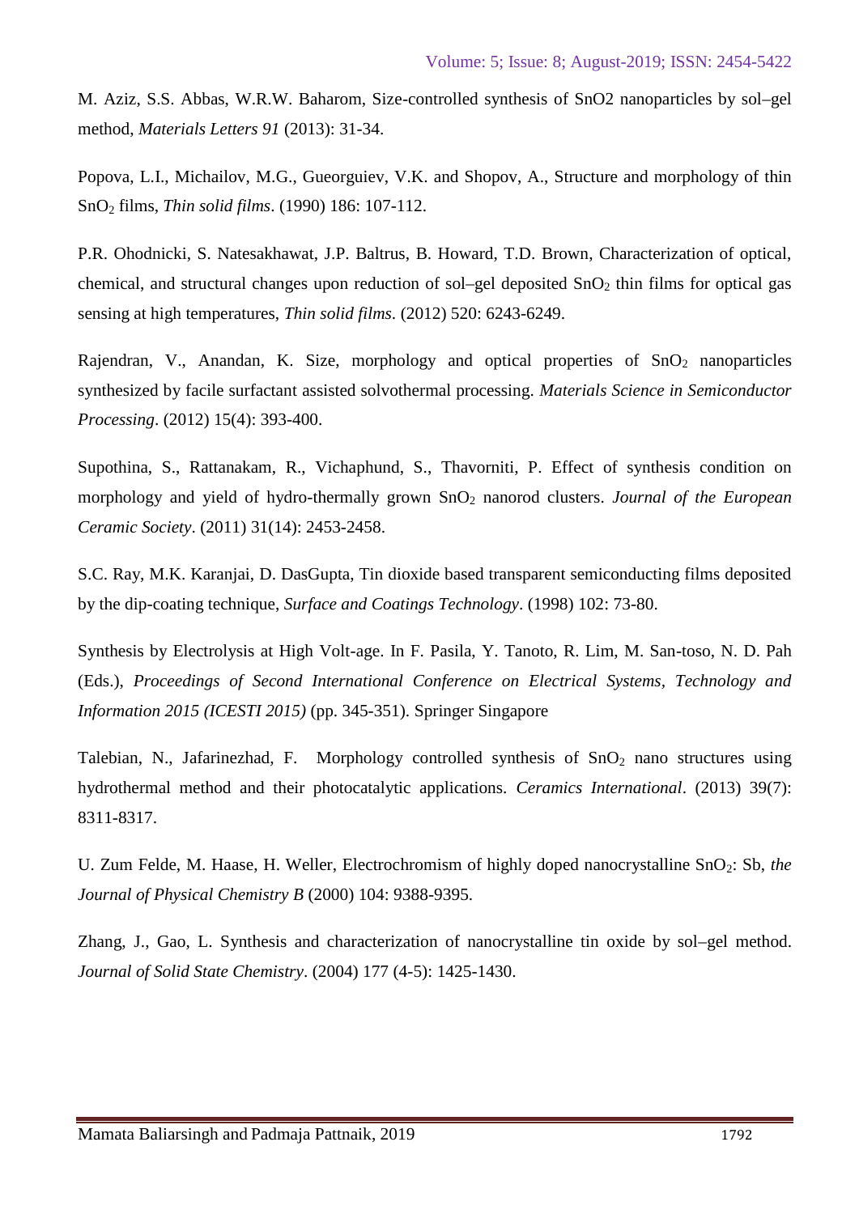M. Aziz, S.S. Abbas, W.R.W. Baharom, Size-controlled synthesis of SnO2 nanoparticles by sol–gel method, *Materials Letters 91* (2013): 31-34.

Popova, L.I., Michailov, M.G., Gueorguiev, V.K. and Shopov, A., Structure and morphology of thin $SnO_2$ films, *Thin solid films*. (1990) 186: 107-112.

P.R. Ohodnicki, S. Natesakhawat, J.P. Baltrus, B. Howard, T.D. Brown, Characterization of optical, chemical, and structural changes upon reduction of sol–gel deposited $SnO_2$ thin films for optical gas sensing at high temperatures, *Thin solid films*. (2012) 520: 6243-6249.

Rajendran, V., Anandan, K. Size, morphology and optical properties of $SnO_2$ nanoparticles synthesized by facile surfactant assisted solvothermal processing. *Materials Science in Semiconductor Processing*. (2012) 15(4): 393-400.

Supothina, S., Rattanakam, R., Vichaphund, S., Thavorniti, P. Effect of synthesis condition on morphology and yield of hydro-thermally grown $SnO_2$ nanorod clusters. *Journal of the European Ceramic Society*. (2011) 31(14): 2453-2458.

S.C. Ray, M.K. Karanjai, D. DasGupta, Tin dioxide based transparent semiconducting films deposited by the dip-coating technique, *Surface and Coatings Technology*. (1998) 102: 73-80.

Synthesis by Electrolysis at High Volt-age. In F. Pasila, Y. Tanoto, R. Lim, M. San-toso, N. D. Pah (Eds.), *Proceedings of Second International Conference on Electrical Systems, Technology and Information 2015 (ICESTI 2015)* (pp. 345-351). Springer Singapore

Talebian, N., Jafarinezhad, F. Morphology controlled synthesis of $SnO_2$ nano structures using hydrothermal method and their photocatalytic applications. *Ceramics International*. (2013) 39(7): 8311-8317.

U. Zum Felde, M. Haase, H. Weller, Electrochromism of highly doped nanocrystalline $SnO_2$: Sb, *the Journal of Physical Chemistry B* (2000) 104: 9388-9395.

Zhang, J., Gao, L. Synthesis and characterization of nanocrystalline tin oxide by sol–gel method. *Journal of Solid State Chemistry*. (2004) 177 (4-5): 1425-1430.